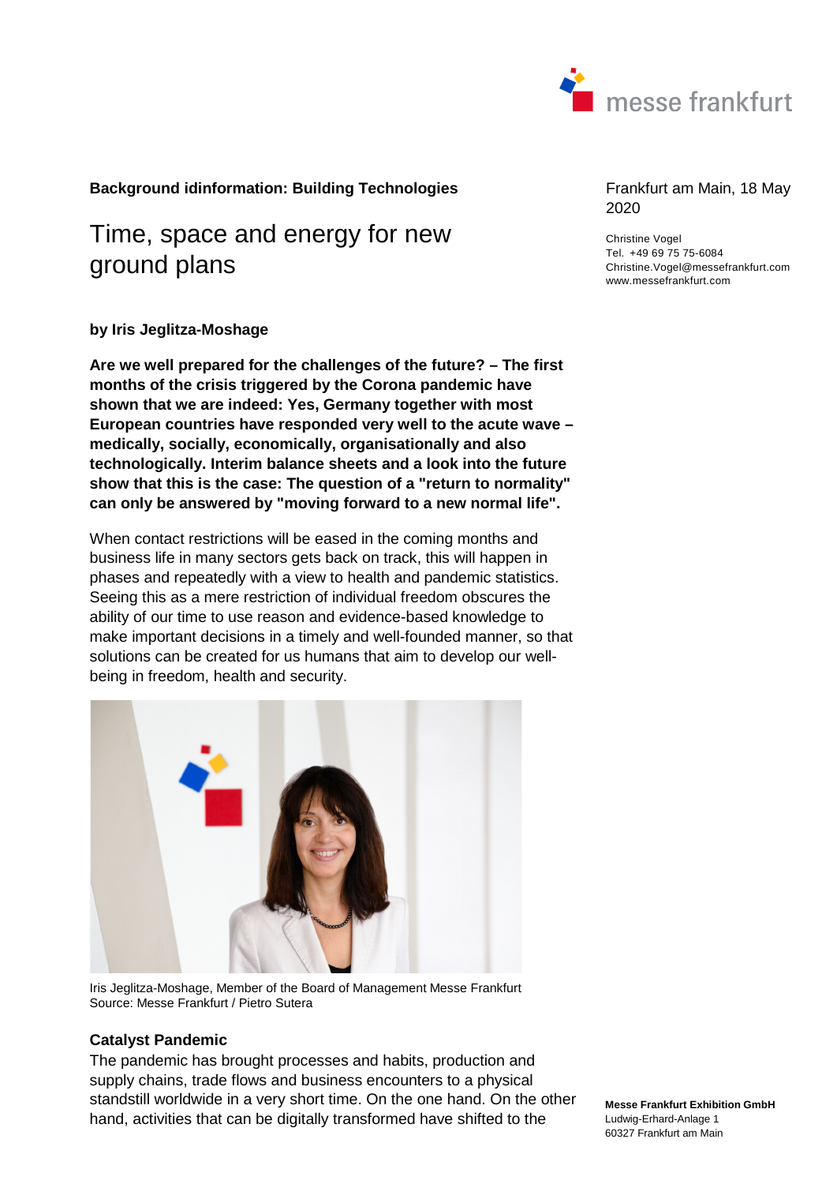**Background idinformation: Building Technologies**

# Time, space and energy for new ground plans

Frankfurt am Main, 18 May 2020

Christine Vogel
Tel. +49 69 75 75-6084
Christine.Vogel@messefrankfurt.com
www.messefrankfurt.com

**by Iris Jeglitza-Moshage**

**Are we well prepared for the challenges of the future? – The first months of the crisis triggered by the Corona pandemic have shown that we are indeed: Yes, Germany together with most European countries have responded very well to the acute wave – medically, socially, economically, organisationally and also technologically. Interim balance sheets and a look into the future show that this is the case: The question of a "return to normality" can only be answered by "moving forward to a new normal life".**

When contact restrictions will be eased in the coming months and business life in many sectors gets back on track, this will happen in phases and repeatedly with a view to health and pandemic statistics. Seeing this as a mere restriction of individual freedom obscures the ability of our time to use reason and evidence-based knowledge to make important decisions in a timely and well-founded manner, so that solutions can be created for us humans that aim to develop our well-being in freedom, health and security.

Iris Jeglitza-Moshage, Member of the Board of Management Messe Frankfurt
Source: Messe Frankfurt / Pietro Sutera

### Catalyst Pandemic

The pandemic has brought processes and habits, production and supply chains, trade flows and business encounters to a physical standstill worldwide in a very short time. On the one hand. On the other hand, activities that can be digitally transformed have shifted to the

**Messe Frankfurt Exhibition GmbH**
Ludwig-Erhard-Anlage 1
60327 Frankfurt am Main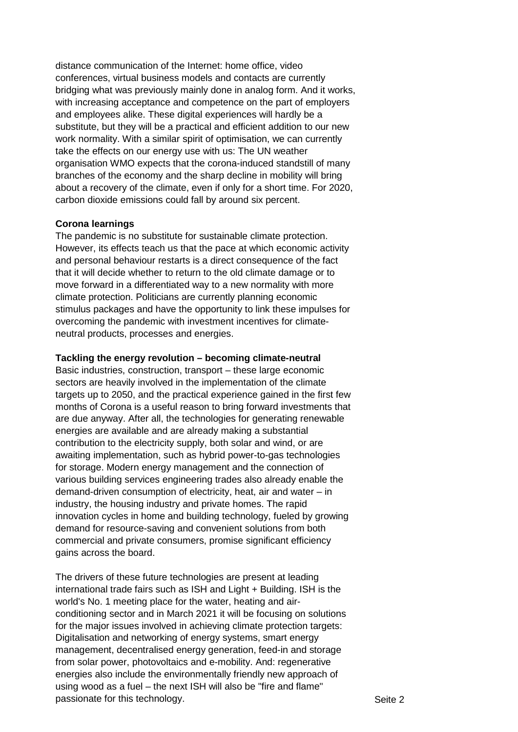distance communication of the Internet: home office, video conferences, virtual business models and contacts are currently bridging what was previously mainly done in analog form. And it works, with increasing acceptance and competence on the part of employers and employees alike. These digital experiences will hardly be a substitute, but they will be a practical and efficient addition to our new work normality. With a similar spirit of optimisation, we can currently take the effects on our energy use with us: The UN weather organisation WMO expects that the corona-induced standstill of many branches of the economy and the sharp decline in mobility will bring about a recovery of the climate, even if only for a short time. For 2020, carbon dioxide emissions could fall by around six percent.

**Corona learnings**

The pandemic is no substitute for sustainable climate protection. However, its effects teach us that the pace at which economic activity and personal behaviour restarts is a direct consequence of the fact that it will decide whether to return to the old climate damage or to move forward in a differentiated way to a new normality with more climate protection. Politicians are currently planning economic stimulus packages and have the opportunity to link these impulses for overcoming the pandemic with investment incentives for climate-neutral products, processes and energies.

**Tackling the energy revolution – becoming climate-neutral**

Basic industries, construction, transport – these large economic sectors are heavily involved in the implementation of the climate targets up to 2050, and the practical experience gained in the first few months of Corona is a useful reason to bring forward investments that are due anyway. After all, the technologies for generating renewable energies are available and are already making a substantial contribution to the electricity supply, both solar and wind, or are awaiting implementation, such as hybrid power-to-gas technologies for storage. Modern energy management and the connection of various building services engineering trades also already enable the demand-driven consumption of electricity, heat, air and water – in industry, the housing industry and private homes. The rapid innovation cycles in home and building technology, fueled by growing demand for resource-saving and convenient solutions from both commercial and private consumers, promise significant efficiency gains across the board.

The drivers of these future technologies are present at leading international trade fairs such as ISH and Light + Building. ISH is the world's No. 1 meeting place for the water, heating and air-conditioning sector and in March 2021 it will be focusing on solutions for the major issues involved in achieving climate protection targets: Digitalisation and networking of energy systems, smart energy management, decentralised energy generation, feed-in and storage from solar power, photovoltaics and e-mobility. And: regenerative energies also include the environmentally friendly new approach of using wood as a fuel – the next ISH will also be "fire and flame" passionate for this technology.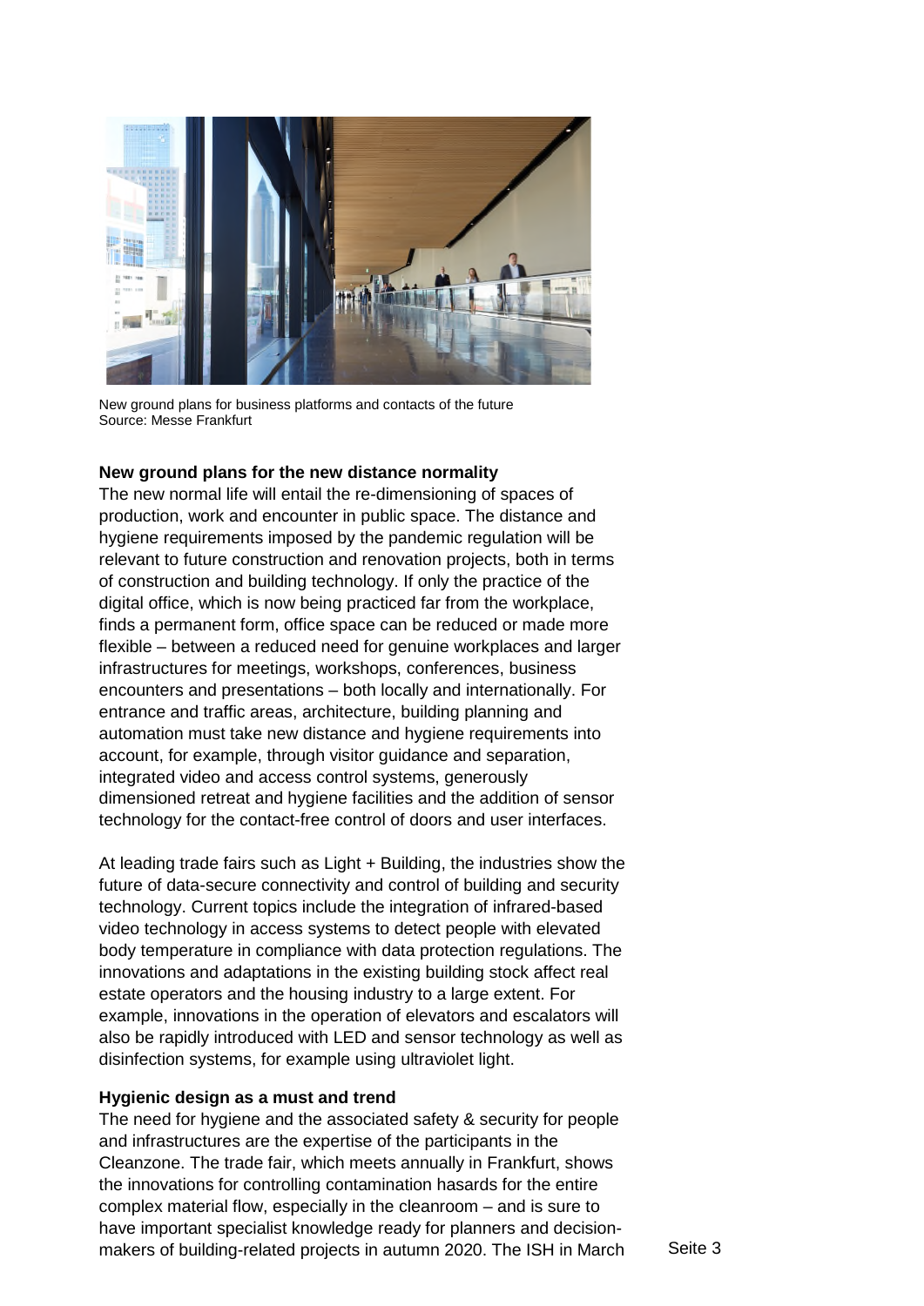New ground plans for business platforms and contacts of the future
Source: Messe Frankfurt

**New ground plans for the new distance normality**

The new normal life will entail the re-dimensioning of spaces of production, work and encounter in public space. The distance and hygiene requirements imposed by the pandemic regulation will be relevant to future construction and renovation projects, both in terms of construction and building technology. If only the practice of the digital office, which is now being practiced far from the workplace, finds a permanent form, office space can be reduced or made more flexible – between a reduced need for genuine workplaces and larger infrastructures for meetings, workshops, conferences, business encounters and presentations – both locally and internationally. For entrance and traffic areas, architecture, building planning and automation must take new distance and hygiene requirements into account, for example, through visitor guidance and separation, integrated video and access control systems, generously dimensioned retreat and hygiene facilities and the addition of sensor technology for the contact-free control of doors and user interfaces.

At leading trade fairs such as Light + Building, the industries show the future of data-secure connectivity and control of building and security technology. Current topics include the integration of infrared-based video technology in access systems to detect people with elevated body temperature in compliance with data protection regulations. The innovations and adaptations in the existing building stock affect real estate operators and the housing industry to a large extent. For example, innovations in the operation of elevators and escalators will also be rapidly introduced with LED and sensor technology as well as disinfection systems, for example using ultraviolet light.

**Hygienic design as a must and trend**

The need for hygiene and the associated safety & security for people and infrastructures are the expertise of the participants in the Cleanzone. The trade fair, which meets annually in Frankfurt, shows the innovations for controlling contamination hasards for the entire complex material flow, especially in the cleanroom – and is sure to have important specialist knowledge ready for planners and decision-makers of building-related projects in autumn 2020. The ISH in March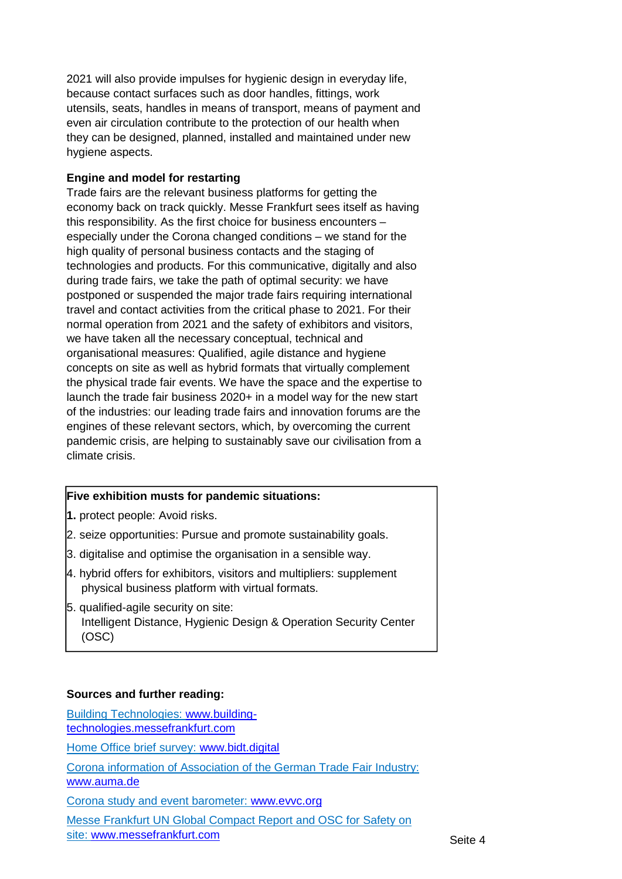2021 will also provide impulses for hygienic design in everyday life, because contact surfaces such as door handles, fittings, work utensils, seats, handles in means of transport, means of payment and even air circulation contribute to the protection of our health when they can be designed, planned, installed and maintained under new hygiene aspects.

**Engine and model for restarting**

Trade fairs are the relevant business platforms for getting the economy back on track quickly. Messe Frankfurt sees itself as having this responsibility. As the first choice for business encounters – especially under the Corona changed conditions – we stand for the high quality of personal business contacts and the staging of technologies and products. For this communicative, digitally and also during trade fairs, we take the path of optimal security: we have postponed or suspended the major trade fairs requiring international travel and contact activities from the critical phase to 2021. For their normal operation from 2021 and the safety of exhibitors and visitors, we have taken all the necessary conceptual, technical and organisational measures: Qualified, agile distance and hygiene concepts on site as well as hybrid formats that virtually complement the physical trade fair events. We have the space and the expertise to launch the trade fair business 2020+ in a model way for the new start of the industries: our leading trade fairs and innovation forums are the engines of these relevant sectors, which, by overcoming the current pandemic crisis, are helping to sustainably save our civilisation from a climate crisis.

**Five exhibition musts for pandemic situations:**

**1.** protect people: Avoid risks.

2. seize opportunities: Pursue and promote sustainability goals.

3. digitalise and optimise the organisation in a sensible way.

4. hybrid offers for exhibitors, visitors and multipliers: supplement physical business platform with virtual formats.

5. qualified-agile security on site:
Intelligent Distance, Hygienic Design & Operation Security Center (OSC)

**Sources and further reading:**

[Building Technologies: www.building-technologies.messefrankfurt.com](www.building-technologies.messefrankfurt.com)

[Home Office brief survey: www.bidt.digital](www.bidt.digital)

[Corona information of Association of the German Trade Fair Industry: www.auma.de](www.auma.de)

[Corona study and event barometer: www.evvc.org](www.evvc.org)

[Messe Frankfurt UN Global Compact Report and OSC for Safety on site: www.messefrankfurt.com](www.messefrankfurt.com)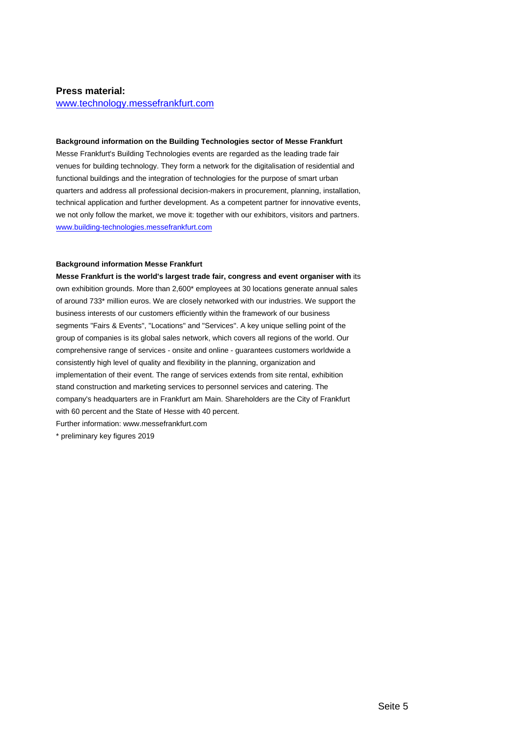**Press material:**
www.technology.messefrankfurt.com

**Background information on the Building Technologies sector of Messe Frankfurt**
Messe Frankfurt's Building Technologies events are regarded as the leading trade fair venues for building technology. They form a network for the digitalisation of residential and functional buildings and the integration of technologies for the purpose of smart urban quarters and address all professional decision-makers in procurement, planning, installation, technical application and further development. As a competent partner for innovative events, we not only follow the market, we move it: together with our exhibitors, visitors and partners.
www.building-technologies.messefrankfurt.com

**Background information Messe Frankfurt**
**Messe Frankfurt is the world's largest trade fair, congress and event organiser with** its own exhibition grounds. More than 2,600* employees at 30 locations generate annual sales of around 733* million euros. We are closely networked with our industries. We support the business interests of our customers efficiently within the framework of our business segments "Fairs & Events", "Locations" and "Services". A key unique selling point of the group of companies is its global sales network, which covers all regions of the world. Our comprehensive range of services - onsite and online - guarantees customers worldwide a consistently high level of quality and flexibility in the planning, organization and implementation of their event. The range of services extends from site rental, exhibition stand construction and marketing services to personnel services and catering. The company's headquarters are in Frankfurt am Main. Shareholders are the City of Frankfurt with 60 percent and the State of Hesse with 40 percent.
Further information: www.messefrankfurt.com
* preliminary key figures 2019